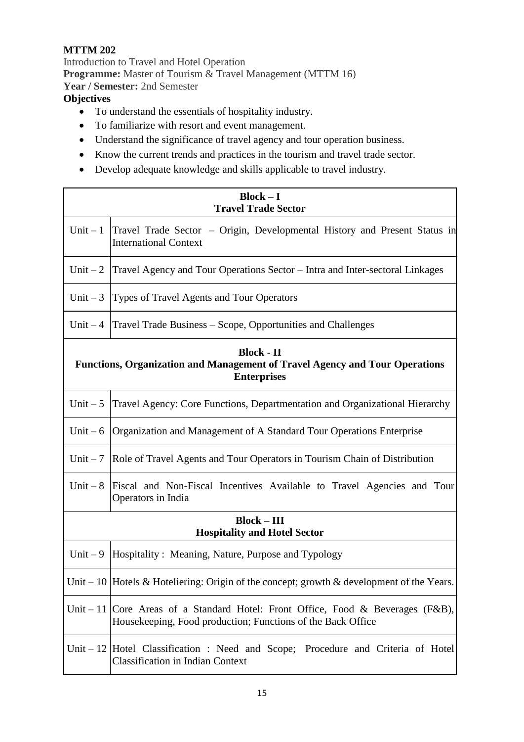**MTTM 202**

Introduction to Travel and Hotel Operation

**Programme:** Master of Tourism & Travel Management (MTTM 16)

**Year / Semester:** 2nd Semester

**Objectives**

- To understand the essentials of hospitality industry.
- To familiarize with resort and event management.
- Understand the significance of travel agency and tour operation business.
- Know the current trends and practices in the tourism and travel trade sector.
- Develop adequate knowledge and skills applicable to travel industry.

| **Block – I**<br>**Travel Trade Sector** | |
|---|---|
| Unit – 1 | Travel Trade Sector – Origin, Developmental History and Present Status in International Context |
| Unit – 2 | Travel Agency and Tour Operations Sector – Intra and Inter-sectoral Linkages |
| Unit – 3 | Types of Travel Agents and Tour Operators |
| Unit – 4 | Travel Trade Business – Scope, Opportunities and Challenges |
| **Block - II**<br>**Functions, Organization and Management of Travel Agency and Tour Operations Enterprises** | |
| Unit – 5 | Travel Agency: Core Functions, Departmentation and Organizational Hierarchy |
| Unit – 6 | Organization and Management of A Standard Tour Operations Enterprise |
| Unit – 7 | Role of Travel Agents and Tour Operators in Tourism Chain of Distribution |
| Unit – 8 | Fiscal and Non-Fiscal Incentives Available to Travel Agencies and Tour Operators in India |
| **Block – III**<br>**Hospitality and Hotel Sector** | |
| Unit – 9 | Hospitality : Meaning, Nature, Purpose and Typology |
| Unit – 10 | Hotels & Hoteliering: Origin of the concept; growth & development of the Years. |
| Unit – 11 | Core Areas of a Standard Hotel: Front Office, Food & Beverages (F&B), Housekeeping, Food production; Functions of the Back Office |
| Unit – 12 | Hotel Classification : Need and Scope; Procedure and Criteria of Hotel Classification in Indian Context |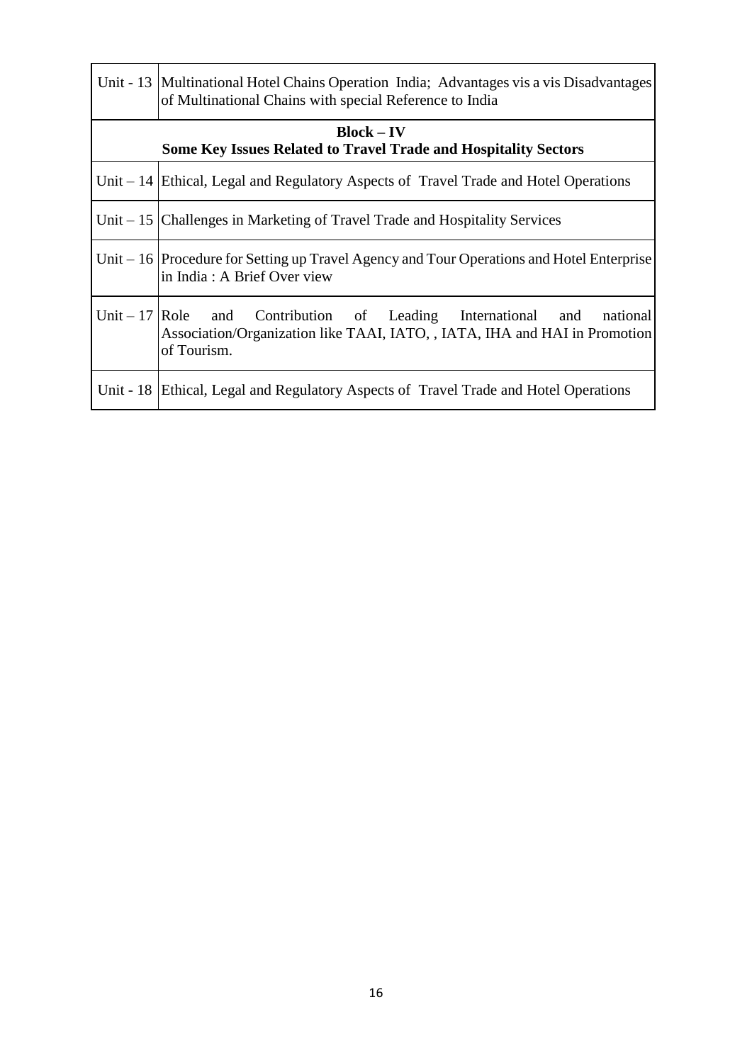| | |
|---|---|
| Unit - 13 | Multinational Hotel Chains Operation India; Advantages vis a vis Disadvantages of Multinational Chains with special Reference to India |
| **Block – IV**<br>**Some Key Issues Related to Travel Trade and Hospitality Sectors** | |
| Unit – 14 | Ethical, Legal and Regulatory Aspects of Travel Trade and Hotel Operations |
| Unit – 15 | Challenges in Marketing of Travel Trade and Hospitality Services |
| Unit – 16 | Procedure for Setting up Travel Agency and Tour Operations and Hotel Enterprise in India : A Brief Over view |
| Unit – 17 | Role and Contribution of Leading International and national Association/Organization like TAAI, IATO, , IATA, IHA and HAI in Promotion of Tourism. |
| Unit - 18 | Ethical, Legal and Regulatory Aspects of Travel Trade and Hotel Operations |